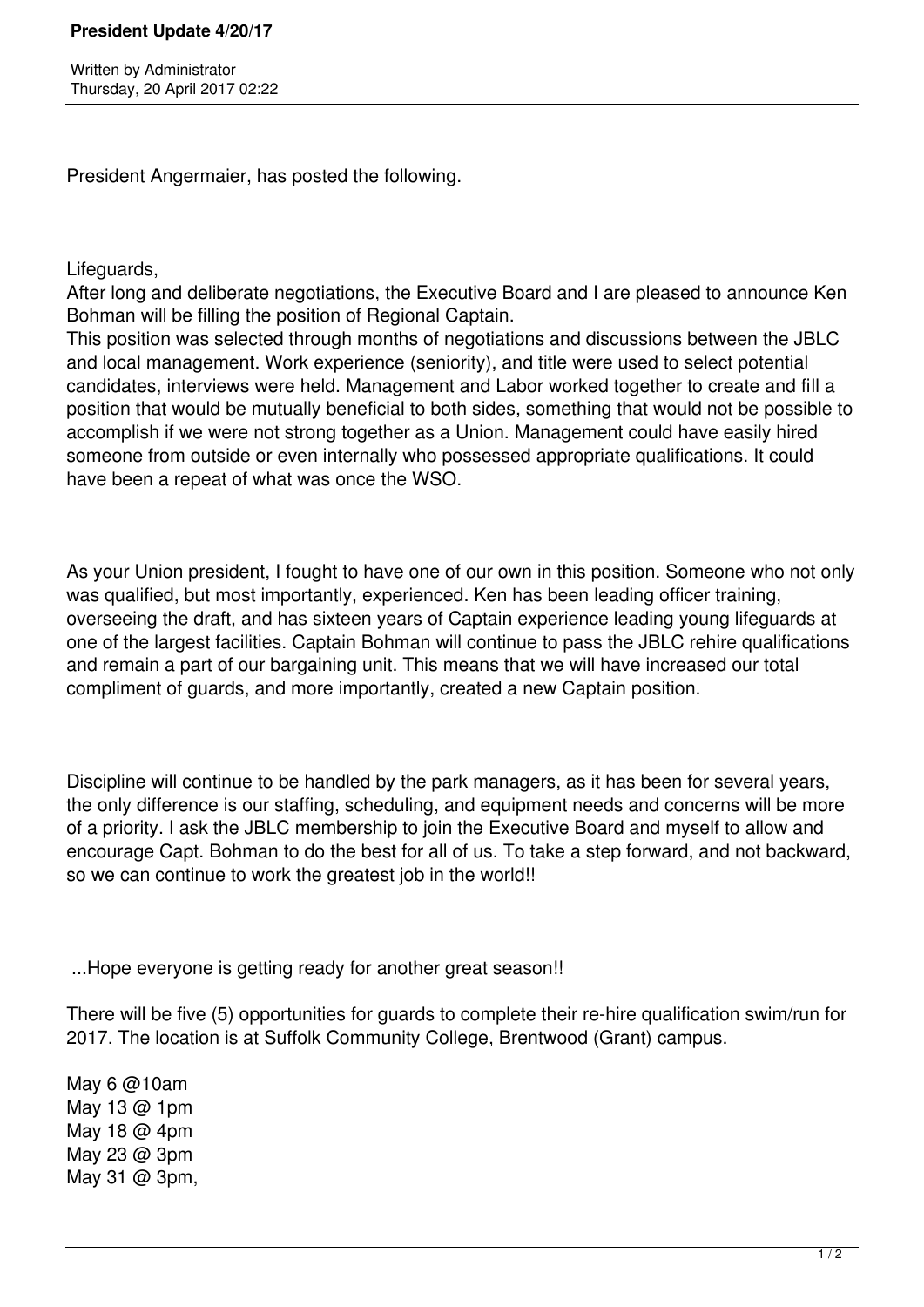# President Update 4/20/17

Written by Administrator
Thursday, 20 April 2017 02:22

President Angermaier, has posted the following.

Lifeguards,
After long and deliberate negotiations, the Executive Board and I are pleased to announce Ken Bohman will be filling the position of Regional Captain.
This position was selected through months of negotiations and discussions between the JBLC and local management. Work experience (seniority), and title were used to select potential candidates, interviews were held. Management and Labor worked together to create and fill a position that would be mutually beneficial to both sides, something that would not be possible to accomplish if we were not strong together as a Union. Management could have easily hired someone from outside or even internally who possessed appropriate qualifications. It could have been a repeat of what was once the WSO.

As your Union president, I fought to have one of our own in this position. Someone who not only was qualified, but most importantly, experienced. Ken has been leading officer training, overseeing the draft, and has sixteen years of Captain experience leading young lifeguards at one of the largest facilities. Captain Bohman will continue to pass the JBLC rehire qualifications and remain a part of our bargaining unit. This means that we will have increased our total compliment of guards, and more importantly, created a new Captain position.

Discipline will continue to be handled by the park managers, as it has been for several years, the only difference is our staffing, scheduling, and equipment needs and concerns will be more of a priority. I ask the JBLC membership to join the Executive Board and myself to allow and encourage Capt. Bohman to do the best for all of us. To take a step forward, and not backward, so we can continue to work the greatest job in the world!!

...Hope everyone is getting ready for another great season!!

There will be five (5) opportunities for guards to complete their re-hire qualification swim/run for 2017. The location is at Suffolk Community College, Brentwood (Grant) campus.

May 6 @10am
May 13 @ 1pm
May 18 @ 4pm
May 23 @ 3pm
May 31 @ 3pm,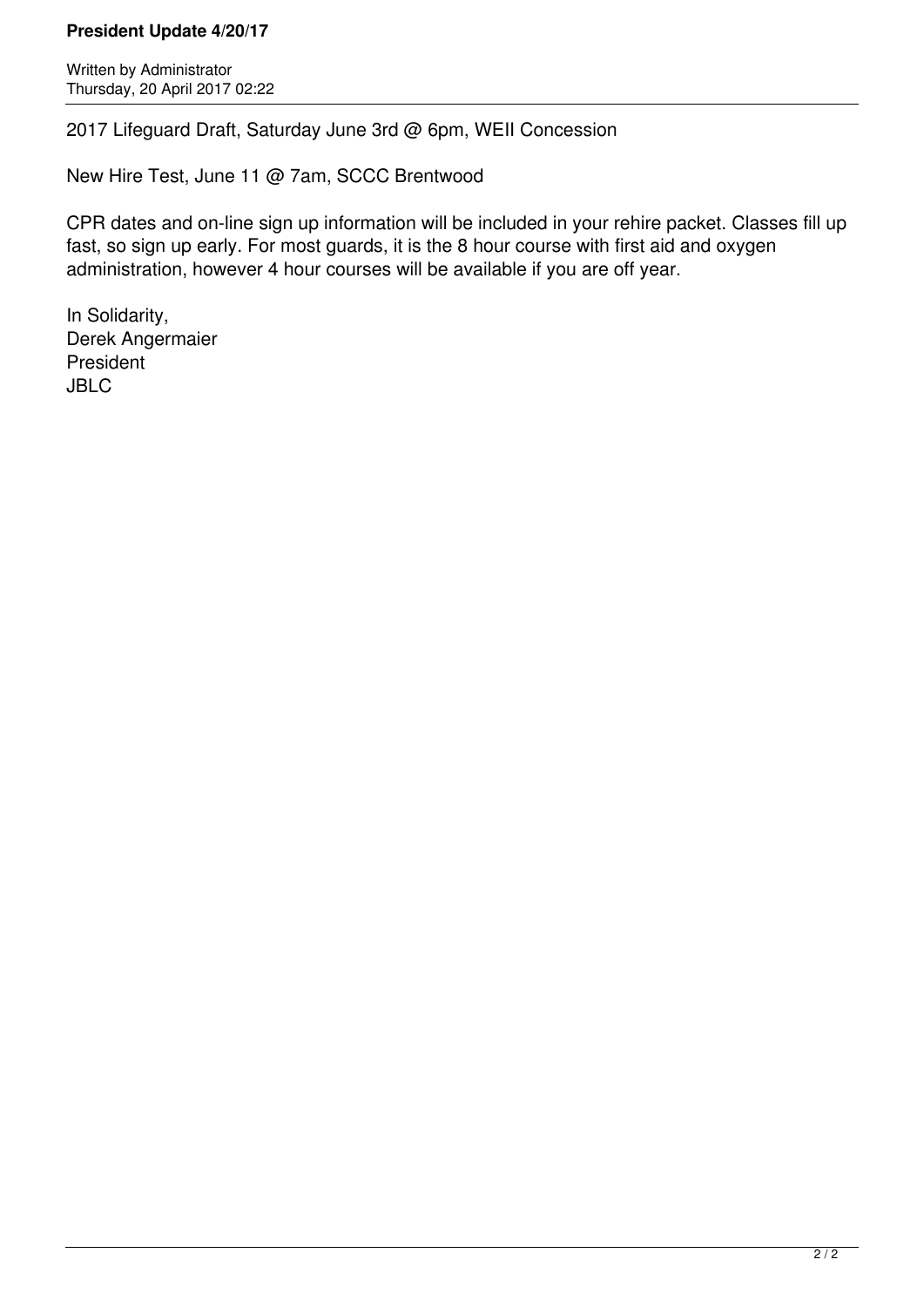2017 Lifeguard Draft, Saturday June 3rd @ 6pm, WEII Concession

New Hire Test, June 11 @ 7am, SCCC Brentwood

CPR dates and on-line sign up information will be included in your rehire packet. Classes fill up fast, so sign up early. For most guards, it is the 8 hour course with first aid and oxygen administration, however 4 hour courses will be available if you are off year.

In Solidarity,
Derek Angermaier
President
JBLC